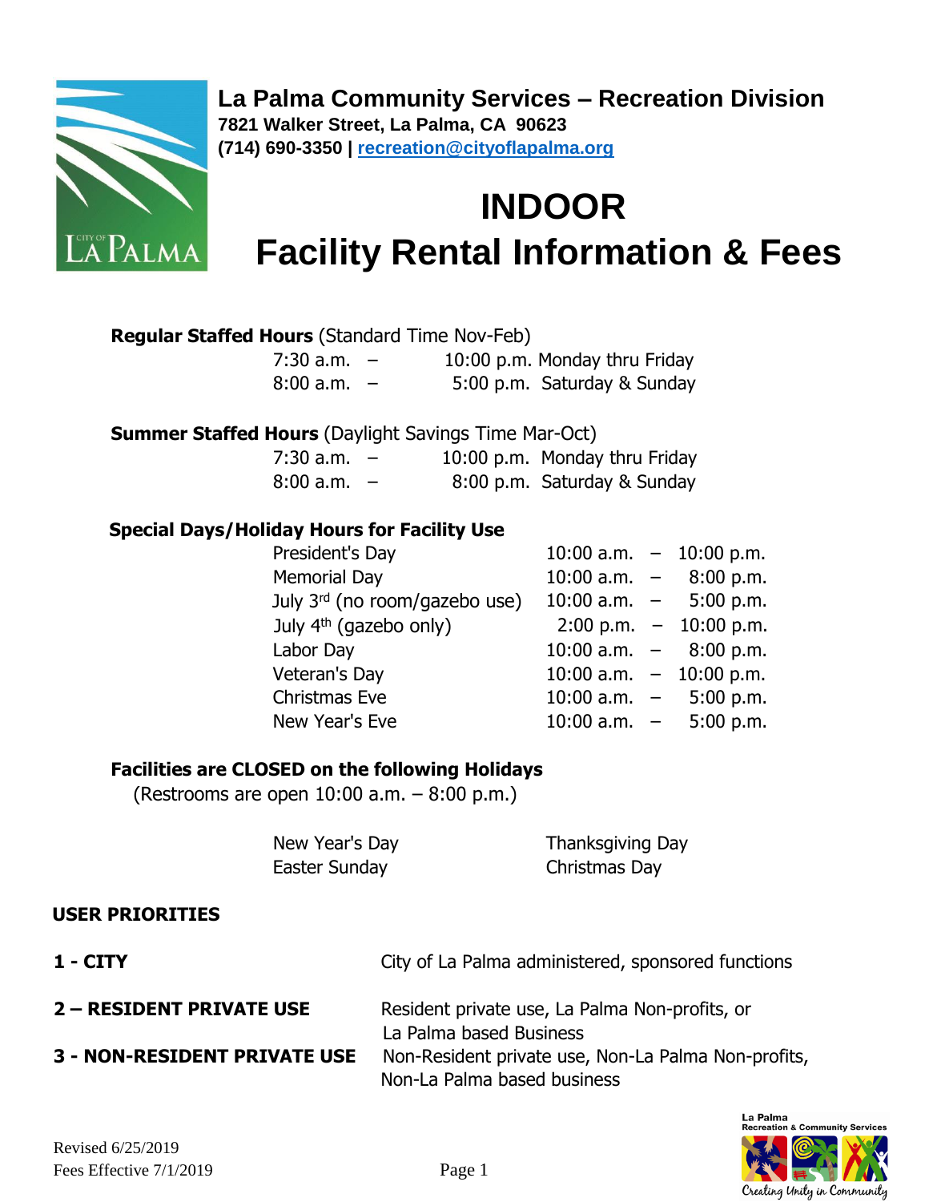**La Palma Community Services – Recreation Division**
**7821 Walker Street, La Palma, CA 90623**
**(714) 690-3350 | recreation@cityoflapalma.org**

# INDOOR
# Facility Rental Information & Fees

**Regular Staffed Hours** (Standard Time Nov-Feb)

| | | |
|---|---|---|
| 7:30 a.m. – | 10:00 p.m. | Monday thru Friday |
| 8:00 a.m. – | 5:00 p.m. | Saturday & Sunday |

**Summer Staffed Hours** (Daylight Savings Time Mar-Oct)

| | | |
|---|---|---|
| 7:30 a.m. – | 10:00 p.m. | Monday thru Friday |
| 8:00 a.m. – | 8:00 p.m. | Saturday & Sunday |

**Special Days/Holiday Hours for Facility Use**

| | |
|---|---|
| President's Day | 10:00 a.m. – 10:00 p.m. |
| Memorial Day | 10:00 a.m. – 8:00 p.m. |
| July 3rd (no room/gazebo use) | 10:00 a.m. – 5:00 p.m. |
| July 4th (gazebo only) | 2:00 p.m. – 10:00 p.m. |
| Labor Day | 10:00 a.m. – 8:00 p.m. |
| Veteran's Day | 10:00 a.m. – 10:00 p.m. |
| Christmas Eve | 10:00 a.m. – 5:00 p.m. |
| New Year's Eve | 10:00 a.m. – 5:00 p.m. |

**Facilities are CLOSED on the following Holidays**
(Restrooms are open 10:00 a.m. – 8:00 p.m.)

| | |
|---|---|
| New Year's Day | Thanksgiving Day |
| Easter Sunday | Christmas Day |

**USER PRIORITIES**

| | |
|---|---|
| **1 - CITY** | City of La Palma administered, sponsored functions |
| **2 – RESIDENT PRIVATE USE** | Resident private use, La Palma Non-profits, or La Palma based Business |
| **3 - NON-RESIDENT PRIVATE USE** | Non-Resident private use, Non-La Palma Non-profits, Non-La Palma based business |

Revised 6/25/2019
Fees Effective 7/1/2019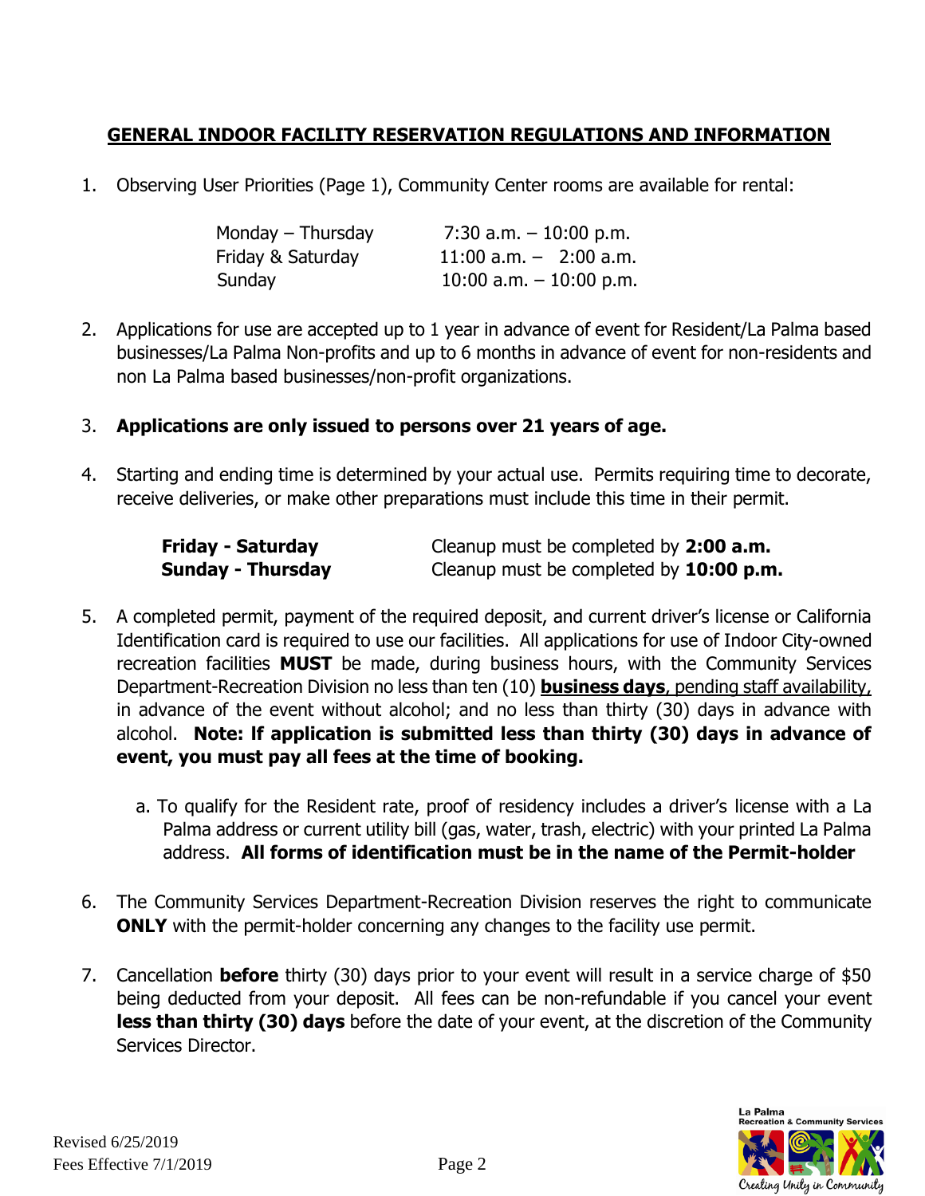## GENERAL INDOOR FACILITY RESERVATION REGULATIONS AND INFORMATION

1. Observing User Priorities (Page 1), Community Center rooms are available for rental:

| | |
|---|---|
| Monday – Thursday | 7:30 a.m. – 10:00 p.m. |
| Friday & Saturday | 11:00 a.m. – 2:00 a.m. |
| Sunday | 10:00 a.m. – 10:00 p.m. |

2. Applications for use are accepted up to 1 year in advance of event for Resident/La Palma based businesses/La Palma Non-profits and up to 6 months in advance of event for non-residents and non La Palma based businesses/non-profit organizations.

3. **Applications are only issued to persons over 21 years of age.**

4. Starting and ending time is determined by your actual use. Permits requiring time to decorate, receive deliveries, or make other preparations must include this time in their permit.

| | |
|---|---|
| **Friday - Saturday** | Cleanup must be completed by **2:00 a.m.** |
| **Sunday - Thursday** | Cleanup must be completed by **10:00 p.m.** |

5. A completed permit, payment of the required deposit, and current driver's license or California Identification card is required to use our facilities. All applications for use of Indoor City-owned recreation facilities **MUST** be made, during business hours, with the Community Services Department-Recreation Division no less than ten (10) **business days**, pending staff availability, in advance of the event without alcohol; and no less than thirty (30) days in advance with alcohol. **Note: If application is submitted less than thirty (30) days in advance of event, you must pay all fees at the time of booking.**

   a. To qualify for the Resident rate, proof of residency includes a driver's license with a La Palma address or current utility bill (gas, water, trash, electric) with your printed La Palma address. **All forms of identification must be in the name of the Permit-holder**

6. The Community Services Department-Recreation Division reserves the right to communicate **ONLY** with the permit-holder concerning any changes to the facility use permit.

7. Cancellation **before** thirty (30) days prior to your event will result in a service charge of $50 being deducted from your deposit. All fees can be non-refundable if you cancel your event **less than thirty (30) days** before the date of your event, at the discretion of the Community Services Director.

Revised 6/25/2019
Fees Effective 7/1/2019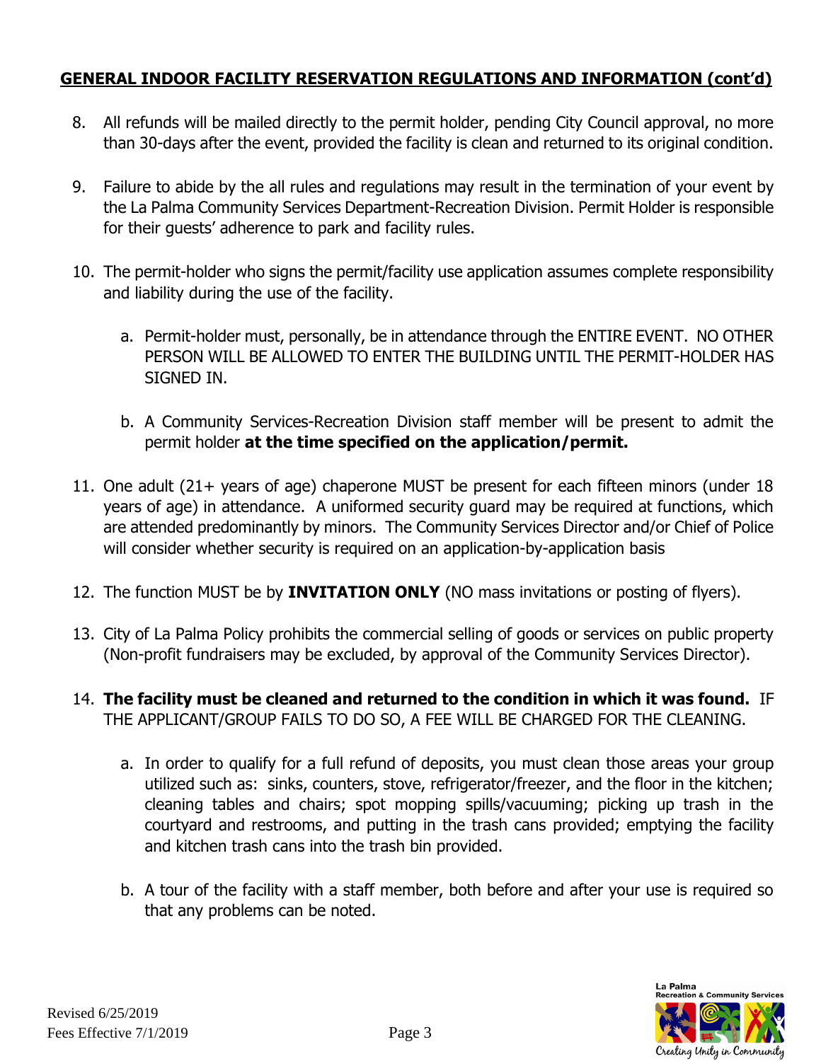## GENERAL INDOOR FACILITY RESERVATION REGULATIONS AND INFORMATION (cont'd)

8. All refunds will be mailed directly to the permit holder, pending City Council approval, no more than 30-days after the event, provided the facility is clean and returned to its original condition.

9. Failure to abide by the all rules and regulations may result in the termination of your event by the La Palma Community Services Department-Recreation Division. Permit Holder is responsible for their guests' adherence to park and facility rules.

10. The permit-holder who signs the permit/facility use application assumes complete responsibility and liability during the use of the facility.

    a. Permit-holder must, personally, be in attendance through the ENTIRE EVENT. NO OTHER PERSON WILL BE ALLOWED TO ENTER THE BUILDING UNTIL THE PERMIT-HOLDER HAS SIGNED IN.

    b. A Community Services-Recreation Division staff member will be present to admit the permit holder **at the time specified on the application/permit.**

11. One adult (21+ years of age) chaperone MUST be present for each fifteen minors (under 18 years of age) in attendance. A uniformed security guard may be required at functions, which are attended predominantly by minors. The Community Services Director and/or Chief of Police will consider whether security is required on an application-by-application basis

12. The function MUST be by **INVITATION ONLY** (NO mass invitations or posting of flyers).

13. City of La Palma Policy prohibits the commercial selling of goods or services on public property (Non-profit fundraisers may be excluded, by approval of the Community Services Director).

14. **The facility must be cleaned and returned to the condition in which it was found.** IF THE APPLICANT/GROUP FAILS TO DO SO, A FEE WILL BE CHARGED FOR THE CLEANING.

    a. In order to qualify for a full refund of deposits, you must clean those areas your group utilized such as: sinks, counters, stove, refrigerator/freezer, and the floor in the kitchen; cleaning tables and chairs; spot mopping spills/vacuuming; picking up trash in the courtyard and restrooms, and putting in the trash cans provided; emptying the facility and kitchen trash cans into the trash bin provided.

    b. A tour of the facility with a staff member, both before and after your use is required so that any problems can be noted.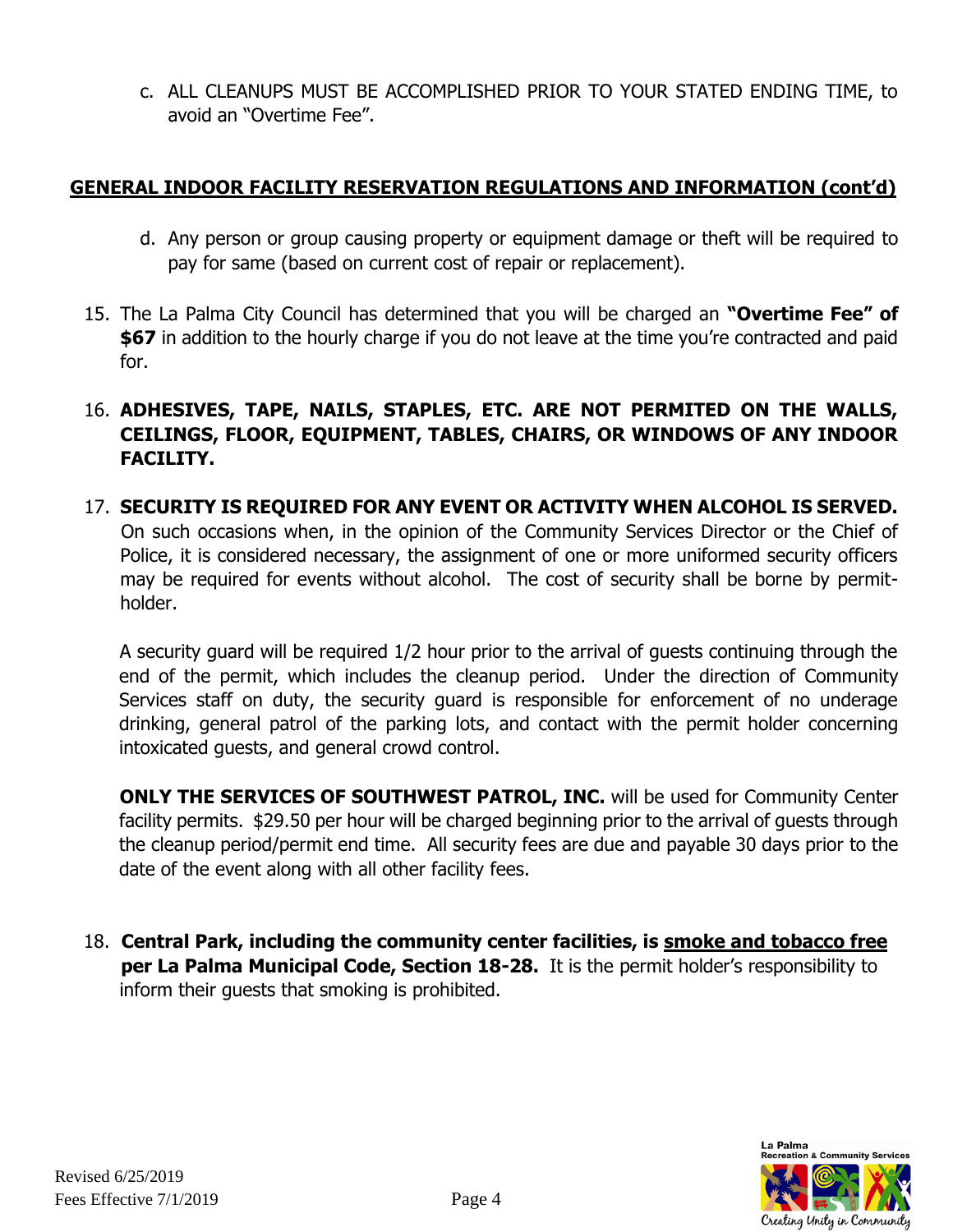c. ALL CLEANUPS MUST BE ACCOMPLISHED PRIOR TO YOUR STATED ENDING TIME, to avoid an "Overtime Fee".

## GENERAL INDOOR FACILITY RESERVATION REGULATIONS AND INFORMATION (cont'd)

d. Any person or group causing property or equipment damage or theft will be required to pay for same (based on current cost of repair or replacement).

15. The La Palma City Council has determined that you will be charged an **"Overtime Fee" of $67** in addition to the hourly charge if you do not leave at the time you're contracted and paid for.

16. **ADHESIVES, TAPE, NAILS, STAPLES, ETC. ARE NOT PERMITED ON THE WALLS, CEILINGS, FLOOR, EQUIPMENT, TABLES, CHAIRS, OR WINDOWS OF ANY INDOOR FACILITY.**

17. **SECURITY IS REQUIRED FOR ANY EVENT OR ACTIVITY WHEN ALCOHOL IS SERVED.** On such occasions when, in the opinion of the Community Services Director or the Chief of Police, it is considered necessary, the assignment of one or more uniformed security officers may be required for events without alcohol. The cost of security shall be borne by permit-holder.

    A security guard will be required 1/2 hour prior to the arrival of guests continuing through the end of the permit, which includes the cleanup period. Under the direction of Community Services staff on duty, the security guard is responsible for enforcement of no underage drinking, general patrol of the parking lots, and contact with the permit holder concerning intoxicated guests, and general crowd control.

    **ONLY THE SERVICES OF SOUTHWEST PATROL, INC.** will be used for Community Center facility permits. $29.50 per hour will be charged beginning prior to the arrival of guests through the cleanup period/permit end time. All security fees are due and payable 30 days prior to the date of the event along with all other facility fees.

18. **Central Park, including the community center facilities, is smoke and tobacco free per La Palma Municipal Code, Section 18-28.** It is the permit holder's responsibility to inform their guests that smoking is prohibited.

Revised 6/25/2019
Fees Effective 7/1/2019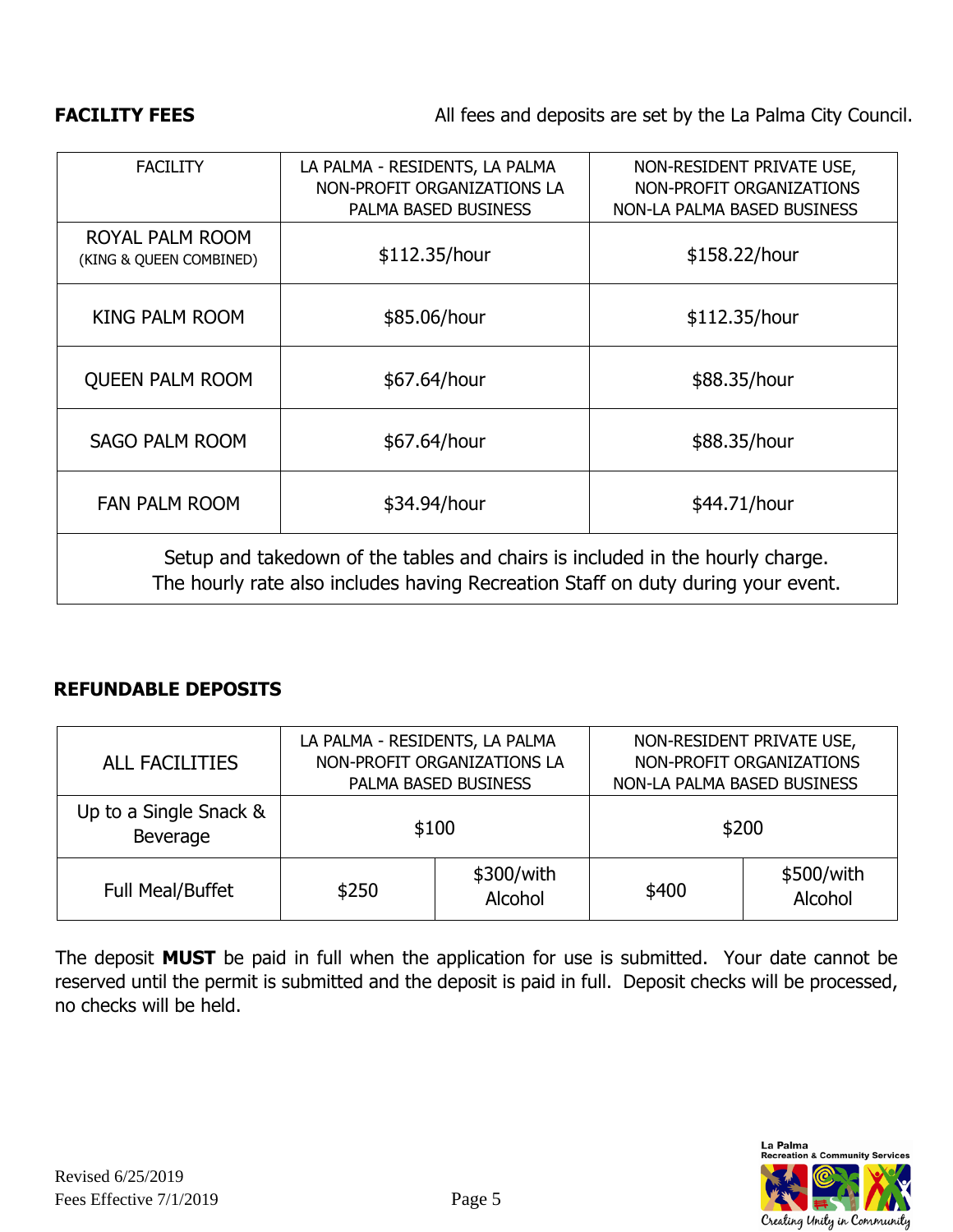**FACILITY FEES**

All fees and deposits are set by the La Palma City Council.

| FACILITY | LA PALMA - RESIDENTS, LA PALMA NON-PROFIT ORGANIZATIONS LA PALMA BASED BUSINESS | NON-RESIDENT PRIVATE USE, NON-PROFIT ORGANIZATIONS NON-LA PALMA BASED BUSINESS |
|---|---|---|
| ROYAL PALM ROOM (KING & QUEEN COMBINED) | $112.35/hour | $158.22/hour |
| KING PALM ROOM | $85.06/hour | $112.35/hour |
| QUEEN PALM ROOM | $67.64/hour | $88.35/hour |
| SAGO PALM ROOM | $67.64/hour | $88.35/hour |
| FAN PALM ROOM | $34.94/hour | $44.71/hour |
| Setup and takedown of the tables and chairs is included in the hourly charge. The hourly rate also includes having Recreation Staff on duty during your event. | | |

**REFUNDABLE DEPOSITS**

| ALL FACILITIES | LA PALMA - RESIDENTS, LA PALMA NON-PROFIT ORGANIZATIONS LA PALMA BASED BUSINESS | | NON-RESIDENT PRIVATE USE, NON-PROFIT ORGANIZATIONS NON-LA PALMA BASED BUSINESS | |
|---|---|---|---|---|
| Up to a Single Snack & Beverage | $100 | | $200 | |
| Full Meal/Buffet | $250 | $300/with Alcohol | $400 | $500/with Alcohol |

The deposit **MUST** be paid in full when the application for use is submitted. Your date cannot be reserved until the permit is submitted and the deposit is paid in full. Deposit checks will be processed, no checks will be held.

Revised 6/25/2019
Fees Effective 7/1/2019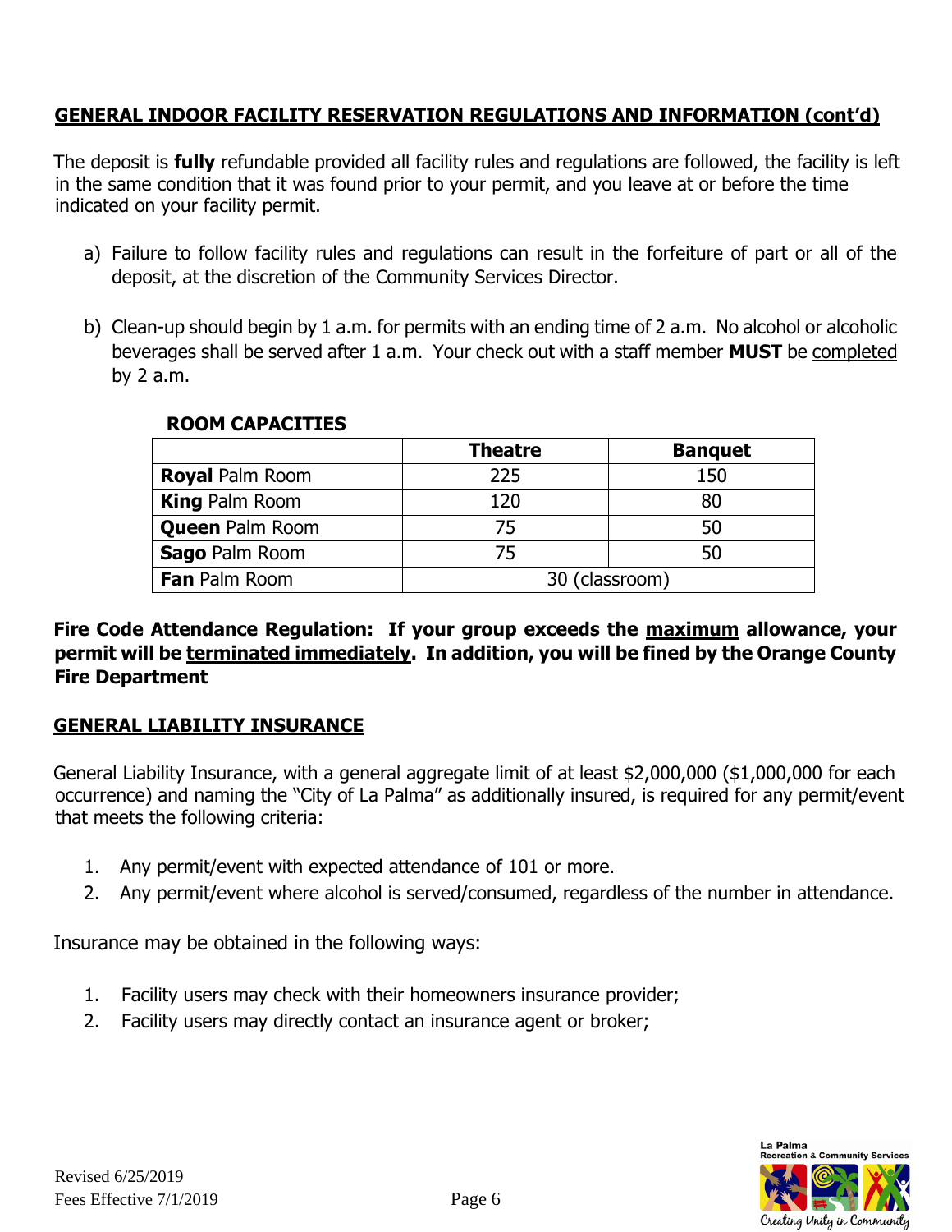## GENERAL INDOOR FACILITY RESERVATION REGULATIONS AND INFORMATION (cont'd)

The deposit is **fully** refundable provided all facility rules and regulations are followed, the facility is left in the same condition that it was found prior to your permit, and you leave at or before the time indicated on your facility permit.

a) Failure to follow facility rules and regulations can result in the forfeiture of part or all of the deposit, at the discretion of the Community Services Director.

b) Clean-up should begin by 1 a.m. for permits with an ending time of 2 a.m. No alcohol or alcoholic beverages shall be served after 1 a.m. Your check out with a staff member **MUST** be completed by 2 a.m.

**ROOM CAPACITIES**

| | **Theatre** | **Banquet** |
|---|---|---|
| **Royal** Palm Room | 225 | 150 |
| **King** Palm Room | 120 | 80 |
| **Queen** Palm Room | 75 | 50 |
| **Sago** Palm Room | 75 | 50 |
| **Fan** Palm Room | 30 (classroom) | |

**Fire Code Attendance Regulation: If your group exceeds the maximum allowance, your permit will be terminated immediately. In addition, you will be fined by the Orange County Fire Department**

## GENERAL LIABILITY INSURANCE

General Liability Insurance, with a general aggregate limit of at least \$2,000,000 (\$1,000,000 for each occurrence) and naming the "City of La Palma" as additionally insured, is required for any permit/event that meets the following criteria:

1. Any permit/event with expected attendance of 101 or more.
2. Any permit/event where alcohol is served/consumed, regardless of the number in attendance.

Insurance may be obtained in the following ways:

1. Facility users may check with their homeowners insurance provider;
2. Facility users may directly contact an insurance agent or broker;

Revised 6/25/2019
Fees Effective 7/1/2019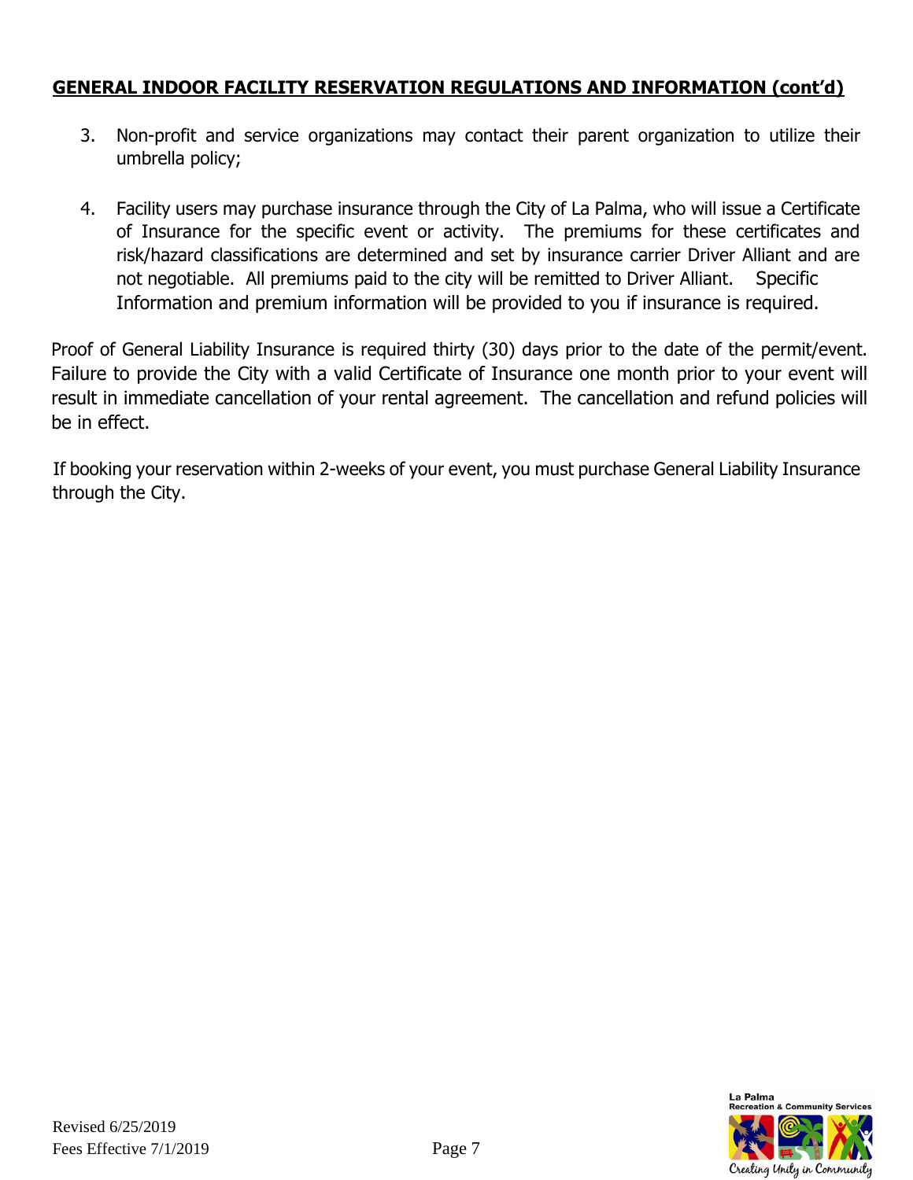## GENERAL INDOOR FACILITY RESERVATION REGULATIONS AND INFORMATION (cont'd)

3. Non-profit and service organizations may contact their parent organization to utilize their umbrella policy;

4. Facility users may purchase insurance through the City of La Palma, who will issue a Certificate of Insurance for the specific event or activity. The premiums for these certificates and risk/hazard classifications are determined and set by insurance carrier Driver Alliant and are not negotiable. All premiums paid to the city will be remitted to Driver Alliant. Specific Information and premium information will be provided to you if insurance is required.

Proof of General Liability Insurance is required thirty (30) days prior to the date of the permit/event. Failure to provide the City with a valid Certificate of Insurance one month prior to your event will result in immediate cancellation of your rental agreement. The cancellation and refund policies will be in effect.

If booking your reservation within 2-weeks of your event, you must purchase General Liability Insurance through the City.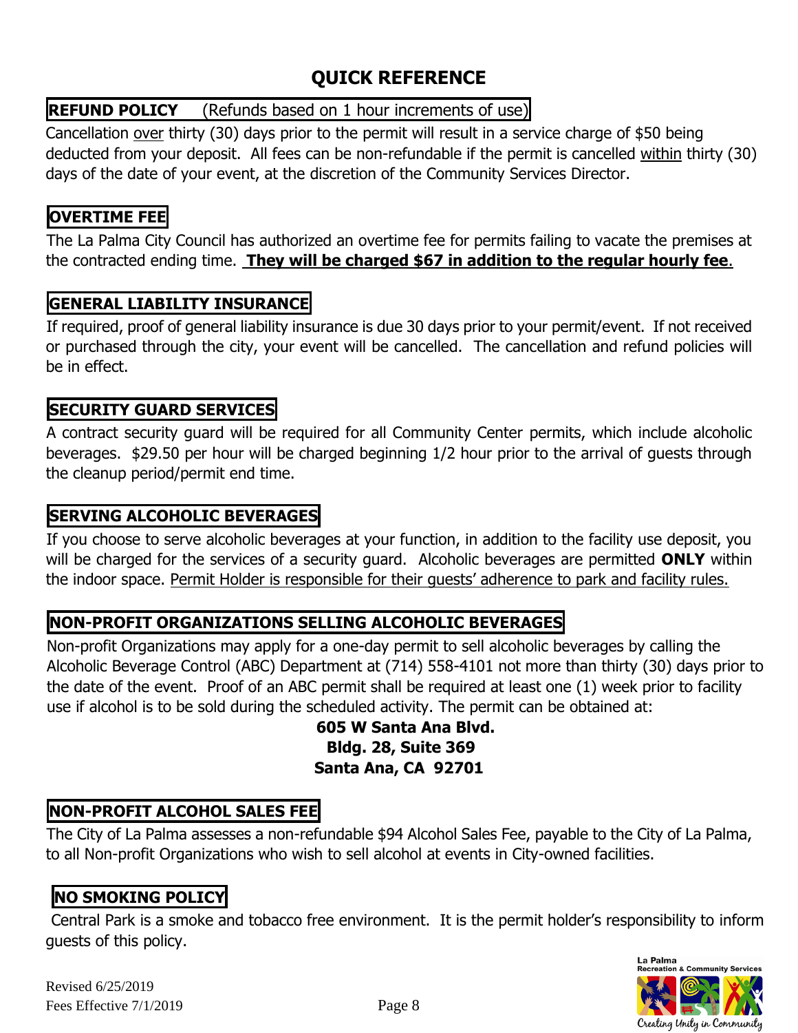# QUICK REFERENCE

**REFUND POLICY** (Refunds based on 1 hour increments of use)

Cancellation over thirty (30) days prior to the permit will result in a service charge of $50 being deducted from your deposit. All fees can be non-refundable if the permit is cancelled within thirty (30) days of the date of your event, at the discretion of the Community Services Director.

**OVERTIME FEE**

The La Palma City Council has authorized an overtime fee for permits failing to vacate the premises at the contracted ending time. **They will be charged $67 in addition to the regular hourly fee.**

**GENERAL LIABILITY INSURANCE**

If required, proof of general liability insurance is due 30 days prior to your permit/event. If not received or purchased through the city, your event will be cancelled. The cancellation and refund policies will be in effect.

**SECURITY GUARD SERVICES**

A contract security guard will be required for all Community Center permits, which include alcoholic beverages. $29.50 per hour will be charged beginning 1/2 hour prior to the arrival of guests through the cleanup period/permit end time.

**SERVING ALCOHOLIC BEVERAGES**

If you choose to serve alcoholic beverages at your function, in addition to the facility use deposit, you will be charged for the services of a security guard. Alcoholic beverages are permitted **ONLY** within the indoor space. Permit Holder is responsible for their guests' adherence to park and facility rules.

**NON-PROFIT ORGANIZATIONS SELLING ALCOHOLIC BEVERAGES**

Non-profit Organizations may apply for a one-day permit to sell alcoholic beverages by calling the Alcoholic Beverage Control (ABC) Department at (714) 558-4101 not more than thirty (30) days prior to the date of the event. Proof of an ABC permit shall be required at least one (1) week prior to facility use if alcohol is to be sold during the scheduled activity. The permit can be obtained at:

**605 W Santa Ana Blvd.**
**Bldg. 28, Suite 369**
**Santa Ana, CA 92701**

**NON-PROFIT ALCOHOL SALES FEE**

The City of La Palma assesses a non-refundable $94 Alcohol Sales Fee, payable to the City of La Palma, to all Non-profit Organizations who wish to sell alcohol at events in City-owned facilities.

**NO SMOKING POLICY**

Central Park is a smoke and tobacco free environment. It is the permit holder's responsibility to inform guests of this policy.

Revised 6/25/2019
Fees Effective 7/1/2019